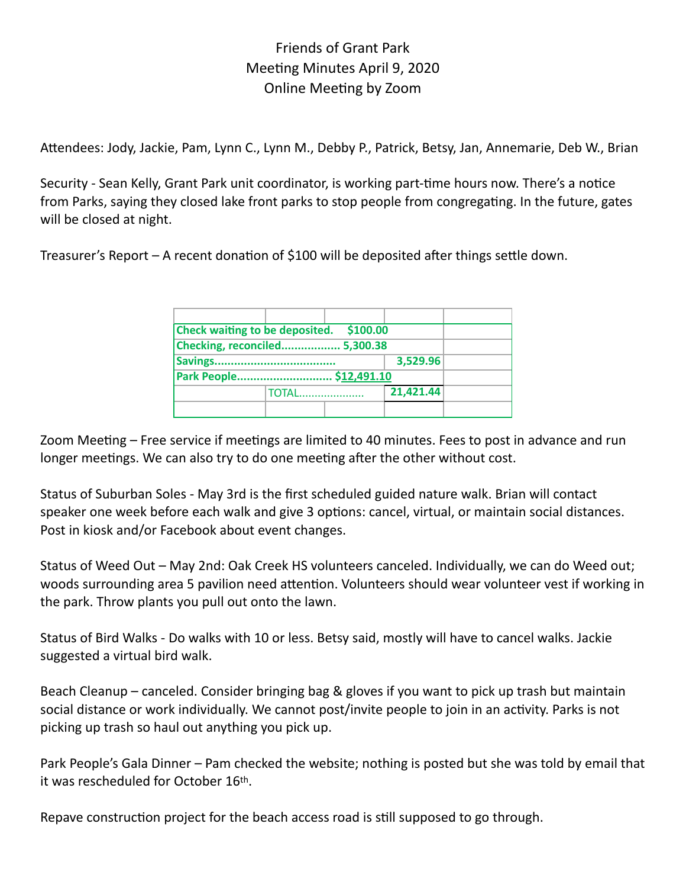# Friends of Grant Park
## Meeting Minutes April 9, 2020
## Online Meeting by Zoom

Attendees: Jody, Jackie, Pam, Lynn C., Lynn M., Debby P., Patrick, Betsy, Jan, Annemarie, Deb W., Brian

Security - Sean Kelly, Grant Park unit coordinator, is working part-time hours now. There's a notice from Parks, saying they closed lake front parks to stop people from congregating. In the future, gates will be closed at night.

Treasurer's Report – A recent donation of $100 will be deposited after things settle down.

| | | |
|---|---|---|
| **Check waiting to be deposited.** | **$100.00** | |
| **Checking, reconciled..................** | **5,300.38** | |
| **Savings....................................** | | **3,529.96** |
| **Park People.............................** | **$12,491.10** | |
| TOTAL.................... | | **21,421.44** |

Zoom Meeting – Free service if meetings are limited to 40 minutes. Fees to post in advance and run longer meetings. We can also try to do one meeting after the other without cost.

Status of Suburban Soles - May 3rd is the first scheduled guided nature walk. Brian will contact speaker one week before each walk and give 3 options: cancel, virtual, or maintain social distances. Post in kiosk and/or Facebook about event changes.

Status of Weed Out – May 2nd: Oak Creek HS volunteers canceled. Individually, we can do Weed out; woods surrounding area 5 pavilion need attention. Volunteers should wear volunteer vest if working in the park. Throw plants you pull out onto the lawn.

Status of Bird Walks - Do walks with 10 or less. Betsy said, mostly will have to cancel walks. Jackie suggested a virtual bird walk.

Beach Cleanup – canceled. Consider bringing bag & gloves if you want to pick up trash but maintain social distance or work individually. We cannot post/invite people to join in an activity. Parks is not picking up trash so haul out anything you pick up.

Park People's Gala Dinner – Pam checked the website; nothing is posted but she was told by email that it was rescheduled for October 16th.

Repave construction project for the beach access road is still supposed to go through.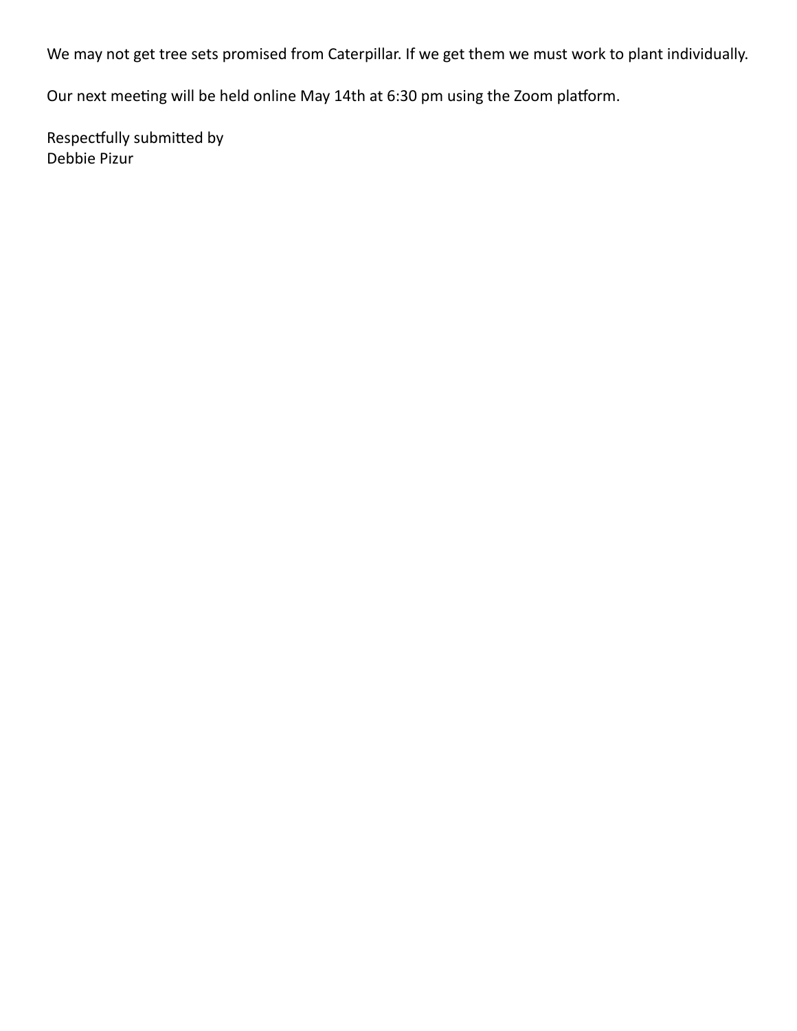We may not get tree sets promised from Caterpillar. If we get them we must work to plant individually.

Our next meeting will be held online May 14th at 6:30 pm using the Zoom platform.

Respectfully submitted by
Debbie Pizur